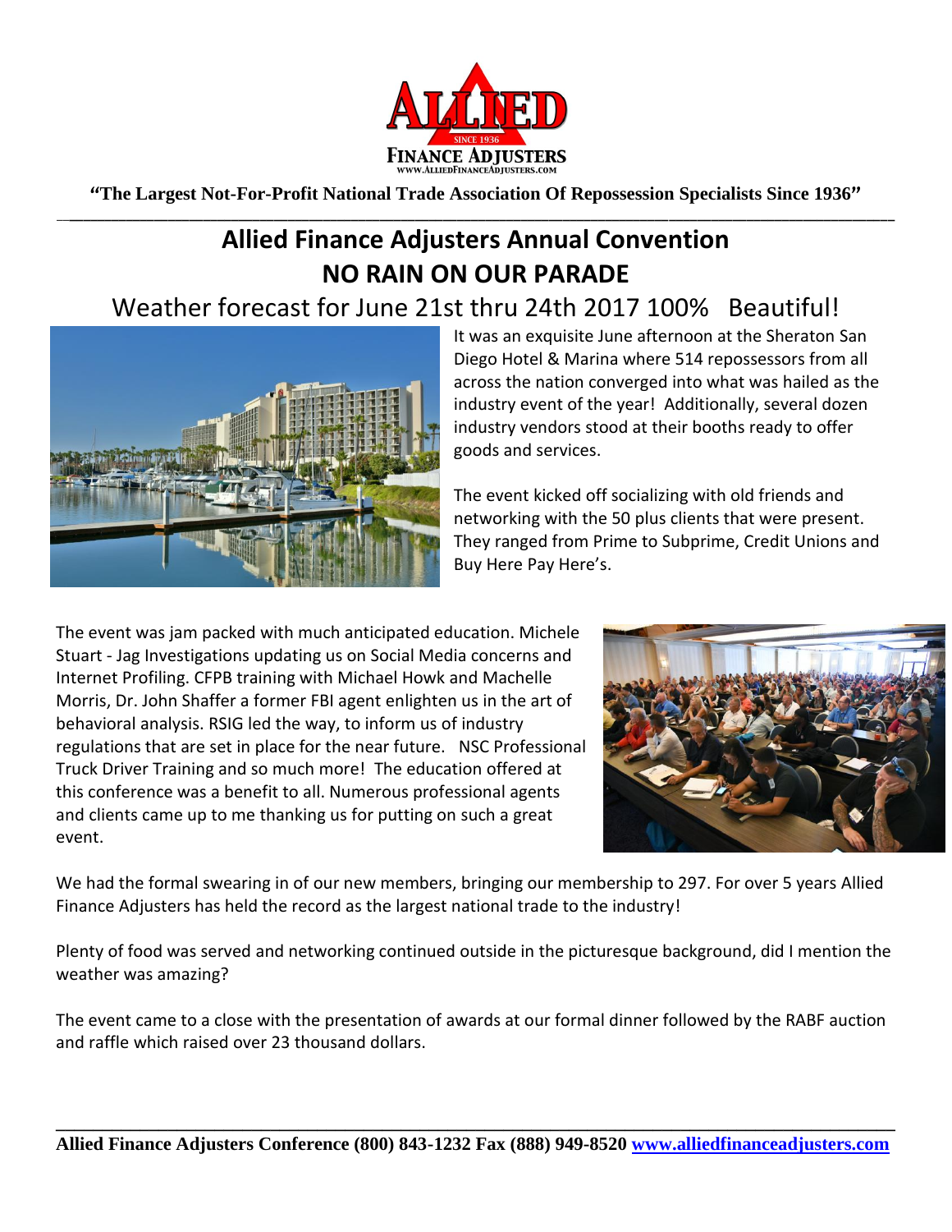ALLIED

SINCE 1936

FINANCE ADJUSTERS

WWW.ALLIEDFINANCEADJUSTERS.COM

**"The Largest Not-For-Profit National Trade Association Of Repossession Specialists Since 1936"**

# Allied Finance Adjusters Annual Convention

# NO RAIN ON OUR PARADE

## Weather forecast for June 21st thru 24th 2017 100% Beautiful!

It was an exquisite June afternoon at the Sheraton San Diego Hotel & Marina where 514 repossessors from all across the nation converged into what was hailed as the industry event of the year! Additionally, several dozen industry vendors stood at their booths ready to offer goods and services.

The event kicked off socializing with old friends and networking with the 50 plus clients that were present. They ranged from Prime to Subprime, Credit Unions and Buy Here Pay Here's.

The event was jam packed with much anticipated education. Michele Stuart - Jag Investigations updating us on Social Media concerns and Internet Profiling. CFPB training with Michael Howk and Machelle Morris, Dr. John Shaffer a former FBI agent enlighten us in the art of behavioral analysis. RSIG led the way, to inform us of industry regulations that are set in place for the near future. NSC Professional Truck Driver Training and so much more! The education offered at this conference was a benefit to all. Numerous professional agents and clients came up to me thanking us for putting on such a great event.

We had the formal swearing in of our new members, bringing our membership to 297. For over 5 years Allied Finance Adjusters has held the record as the largest national trade to the industry!

Plenty of food was served and networking continued outside in the picturesque background, did I mention the weather was amazing?

The event came to a close with the presentation of awards at our formal dinner followed by the RABF auction and raffle which raised over 23 thousand dollars.

**Allied Finance Adjusters Conference (800) 843-1232 Fax (888) 949-8520 www.alliedfinanceadjusters.com**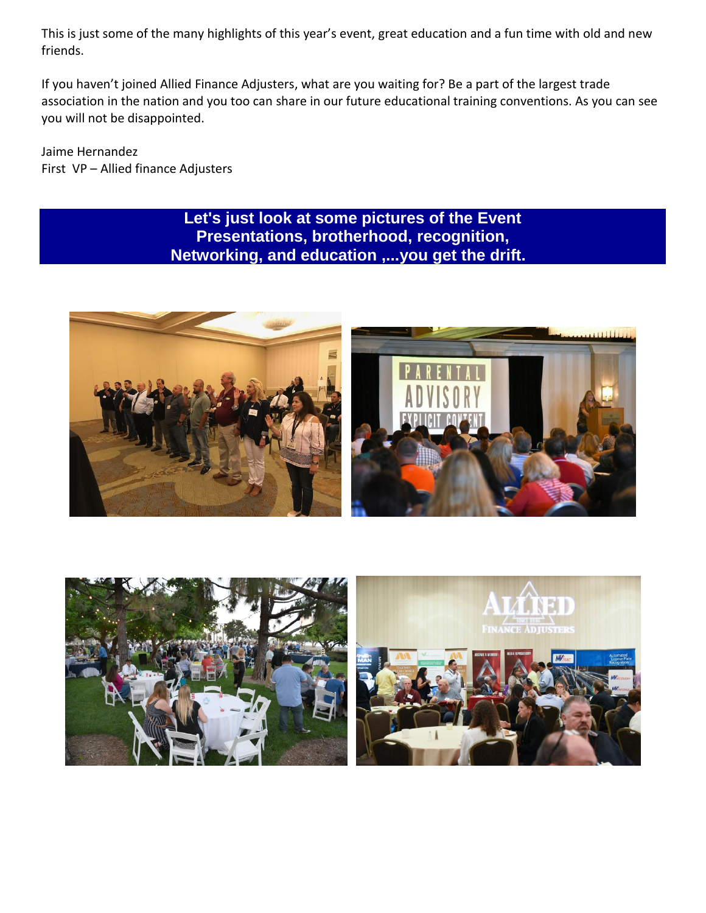This is just some of the many highlights of this year's event, great education and a fun time with old and new friends.

If you haven't joined Allied Finance Adjusters, what are you waiting for? Be a part of the largest trade association in the nation and you too can share in our future educational training conventions. As you can see you will not be disappointed.

Jaime Hernandez
First VP – Allied finance Adjusters

**Let's just look at some pictures of the Event Presentations, brotherhood, recognition, Networking, and education ,...you get the drift.**